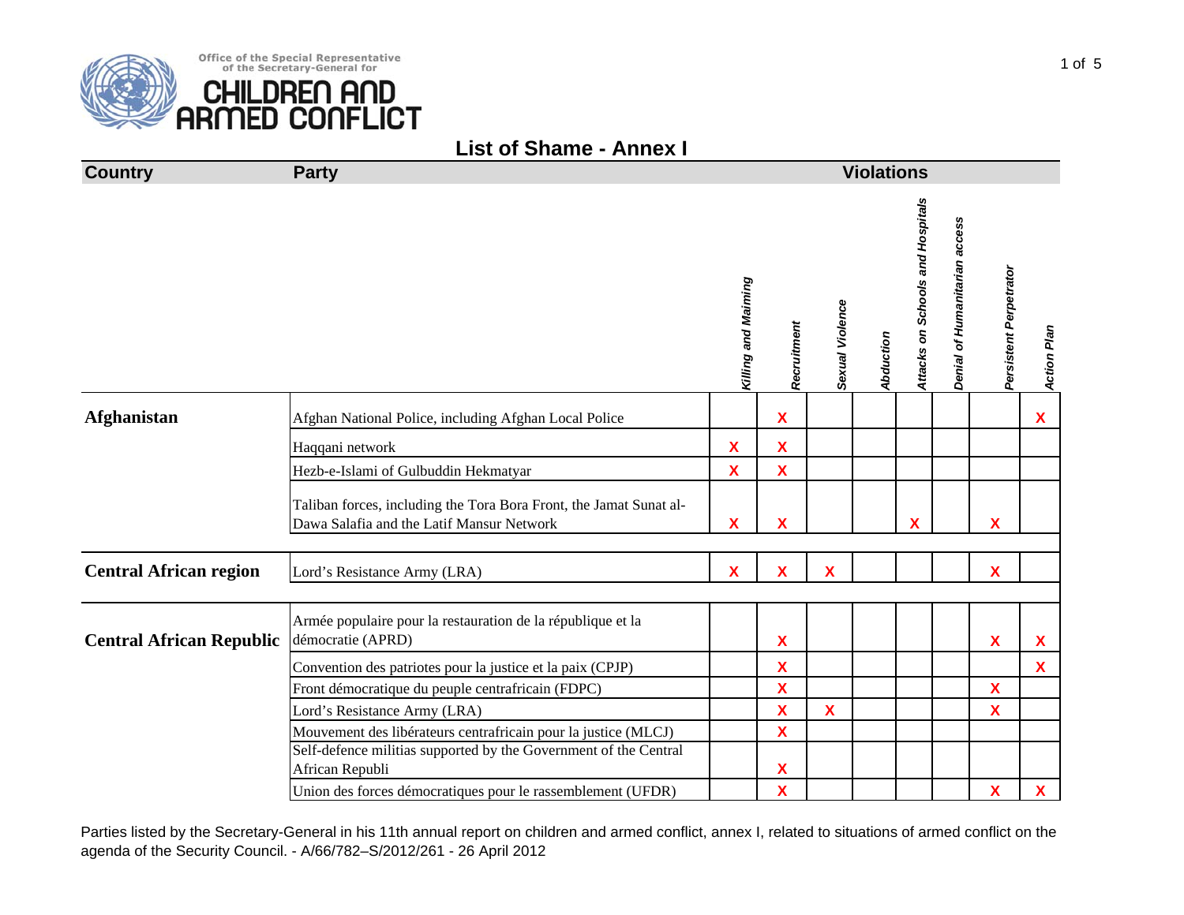Office of the Special Representative of the Secretary-General for

# CHILDREN AND ARMED CONFLICT

## List of Shame - Annex I

| Country | Party | Killing and Maiming | Recruitment | Sexual Violence | Abduction | Attacks on Schools and Hospitals | Denial of Humanitarian access | Persistent Perpetrator | Action Plan |
|---|---|---|---|---|---|---|---|---|---|
| **Afghanistan** | Afghan National Police, including Afghan Local Police | | X | | | | | | X |
| | Haqqani network | X | X | | | | | | |
| | Hezb-e-Islami of Gulbuddin Hekmatyar | X | X | | | | | | |
| | Taliban forces, including the Tora Bora Front, the Jamat Sunat al-Dawa Salafia and the Latif Mansur Network | X | X | | | X | | X | |
| **Central African region** | Lord's Resistance Army (LRA) | X | X | X | | | | X | |
| **Central African Republic** | Armée populaire pour la restauration de la république et la démocratie (APRD) | | X | | | | | X | X |
| | Convention des patriotes pour la justice et la paix (CPJP) | | X | | | | | | X |
| | Front démocratique du peuple centrafricain (FDPC) | | X | | | | | X | |
| | Lord's Resistance Army (LRA) | | X | X | | | | X | |
| | Mouvement des libérateurs centrafricain pour la justice (MLCJ) | | X | | | | | | |
| | Self-defence militias supported by the Government of the Central African Republi | | X | | | | | | |
| | Union des forces démocratiques pour le rassemblement (UFDR) | | X | | | | | X | X |

Parties listed by the Secretary-General in his 11th annual report on children and armed conflict, annex I, related to situations of armed conflict on the agenda of the Security Council. - A/66/782–S/2012/261 - 26 April 2012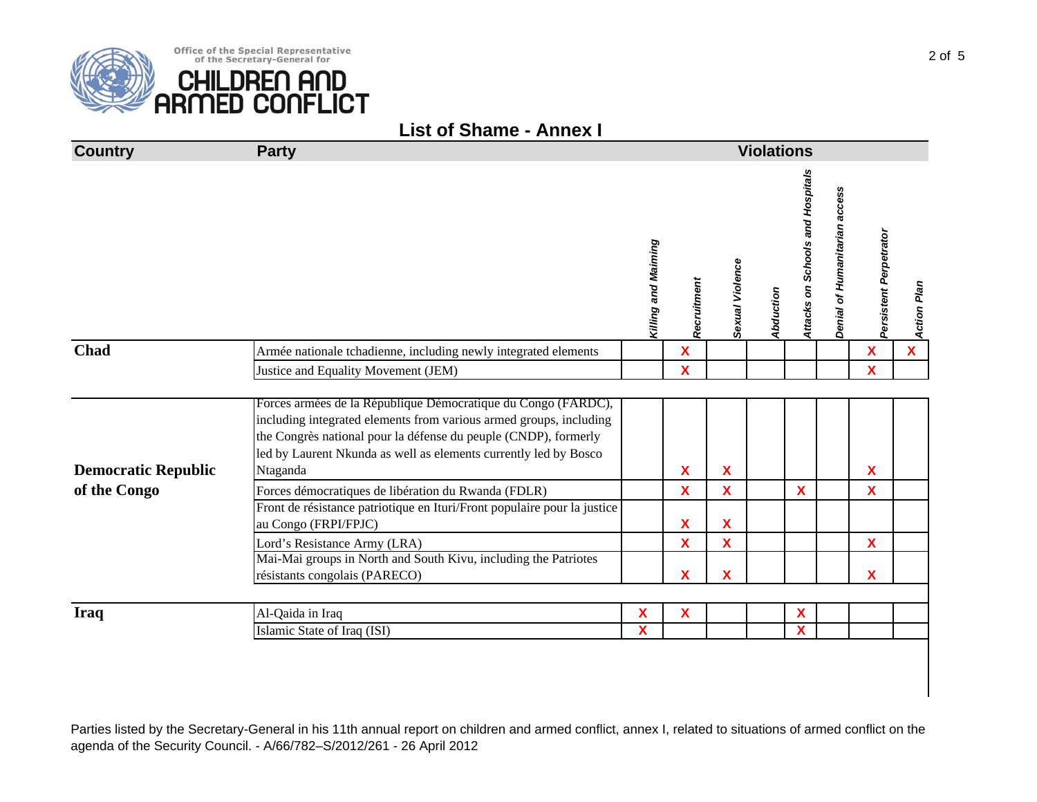Office of the Special Representative of the Secretary-General for

# CHILDREN AND ARMED CONFLICT

## List of Shame - Annex I

| Country | Party | Killing and Maiming | Recruitment | Sexual Violence | Abduction | Attacks on Schools and Hospitals | Denial of Humanitarian access | Persistent Perpetrator | Action Plan |
|---|---|---|---|---|---|---|---|---|---|
| **Chad** | Armée nationale tchadienne, including newly integrated elements | | X | | | | | X | X |
| | Justice and Equality Movement (JEM) | | X | | | | | X | |
| **Democratic Republic of the Congo** | Forces armées de la République Démocratique du Congo (FARDC), including integrated elements from various armed groups, including the Congrès national pour la défense du peuple (CNDP), formerly led by Laurent Nkunda as well as elements currently led by Bosco Ntaganda | | X | X | | | | X | |
| | Forces démocratiques de libération du Rwanda (FDLR) | | X | X | | X | | X | |
| | Front de résistance patriotique en Ituri/Front populaire pour la justice au Congo (FRPI/FPJC) | | X | X | | | | | |
| | Lord's Resistance Army (LRA) | | X | X | | | | X | |
| | Mai-Mai groups in North and South Kivu, including the Patriotes résistants congolais (PARECO) | | X | X | | | | X | |
| **Iraq** | Al-Qaida in Iraq | X | X | | | X | | | |
| | Islamic State of Iraq (ISI) | X | | | | X | | | |

Parties listed by the Secretary-General in his 11th annual report on children and armed conflict, annex I, related to situations of armed conflict on the agenda of the Security Council. - A/66/782–S/2012/261 - 26 April 2012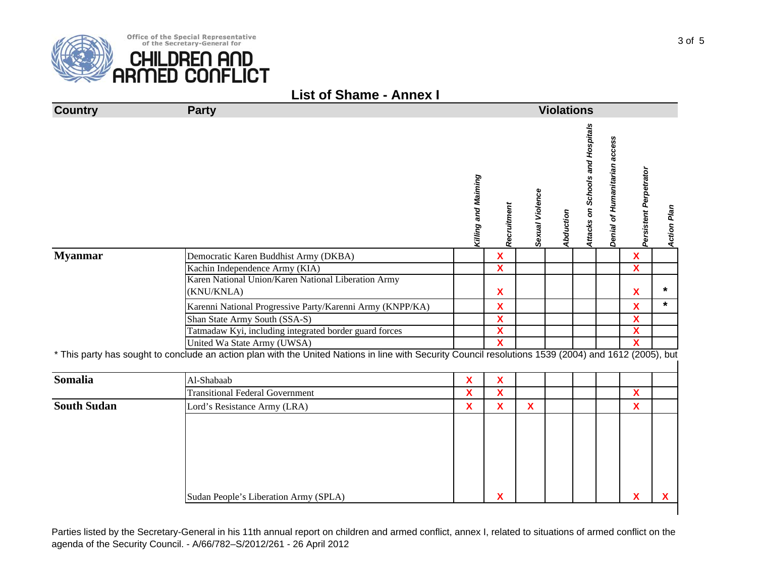Office of the Special Representative of the Secretary-General for

# CHILDREN AND ARMED CONFLICT

## List of Shame - Annex I

| Country | Party | Killing and Maiming | Recruitment | Sexual Violence | Abduction | Attacks on Schools and Hospitals | Denial of Humanitarian access | Persistent Perpetrator | Action Plan |
|---|---|---|---|---|---|---|---|---|---|
| **Myanmar** | Democratic Karen Buddhist Army (DKBA) | | X | | | | | X | |
| | Kachin Independence Army (KIA) | | X | | | | | X | |
| | Karen National Union/Karen National Liberation Army (KNU/KNLA) | | X | | | | | X | * |
| | Karenni National Progressive Party/Karenni Army (KNPP/KA) | | X | | | | | X | * |
| | Shan State Army South (SSA-S) | | X | | | | | X | |
| | Tatmadaw Kyi, including integrated border guard forces | | X | | | | | X | |
| | United Wa State Army (UWSA) | | X | | | | | X | |

* This party has sought to conclude an action plan with the United Nations in line with Security Council resolutions 1539 (2004) and 1612 (2005), but

| Country | Party | Killing and Maiming | Recruitment | Sexual Violence | Abduction | Attacks on Schools and Hospitals | Denial of Humanitarian access | Persistent Perpetrator | Action Plan |
|---|---|---|---|---|---|---|---|---|---|
| **Somalia** | Al-Shabaab | X | X | | | | | | |
| | Transitional Federal Government | X | X | | | | | X | |
| **South Sudan** | Lord's Resistance Army (LRA) | X | X | X | | | | X | |
| | Sudan People's Liberation Army (SPLA) | | X | | | | | X | X |

Parties listed by the Secretary-General in his 11th annual report on children and armed conflict, annex I, related to situations of armed conflict on the agenda of the Security Council. - A/66/782–S/2012/261 - 26 April 2012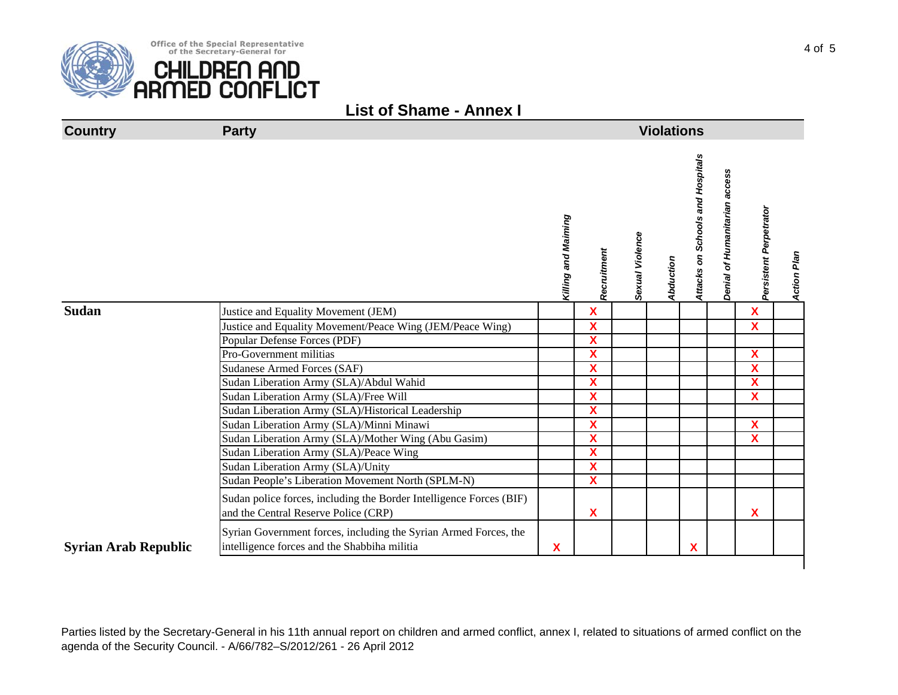Office of the Special Representative of the Secretary-General for

CHILDREN AND ARMED CONFLICT

## List of Shame - Annex I

| Country | Party | Killing and Maiming | Recruitment | Sexual Violence | Abduction | Attacks on Schools and Hospitals | Denial of Humanitarian access | Persistent Perpetrator | Action Plan |
|---|---|---|---|---|---|---|---|---|---|
| **Sudan** | Justice and Equality Movement (JEM) | | X | | | | | X | |
| | Justice and Equality Movement/Peace Wing (JEM/Peace Wing) | | X | | | | | X | |
| | Popular Defense Forces (PDF) | | X | | | | | | |
| | Pro-Government militias | | X | | | | | X | |
| | Sudanese Armed Forces (SAF) | | X | | | | | X | |
| | Sudan Liberation Army (SLA)/Abdul Wahid | | X | | | | | X | |
| | Sudan Liberation Army (SLA)/Free Will | | X | | | | | X | |
| | Sudan Liberation Army (SLA)/Historical Leadership | | X | | | | | | |
| | Sudan Liberation Army (SLA)/Minni Minawi | | X | | | | | X | |
| | Sudan Liberation Army (SLA)/Mother Wing (Abu Gasim) | | X | | | | | X | |
| | Sudan Liberation Army (SLA)/Peace Wing | | X | | | | | | |
| | Sudan Liberation Army (SLA)/Unity | | X | | | | | | |
| | Sudan People's Liberation Movement North (SPLM-N) | | X | | | | | | |
| | Sudan police forces, including the Border Intelligence Forces (BIF) and the Central Reserve Police (CRP) | | X | | | | | X | |
| **Syrian Arab Republic** | Syrian Government forces, including the Syrian Armed Forces, the intelligence forces and the Shabbiha militia | X | | | | X | | | |

Parties listed by the Secretary-General in his 11th annual report on children and armed conflict, annex I, related to situations of armed conflict on the agenda of the Security Council. - A/66/782–S/2012/261 - 26 April 2012